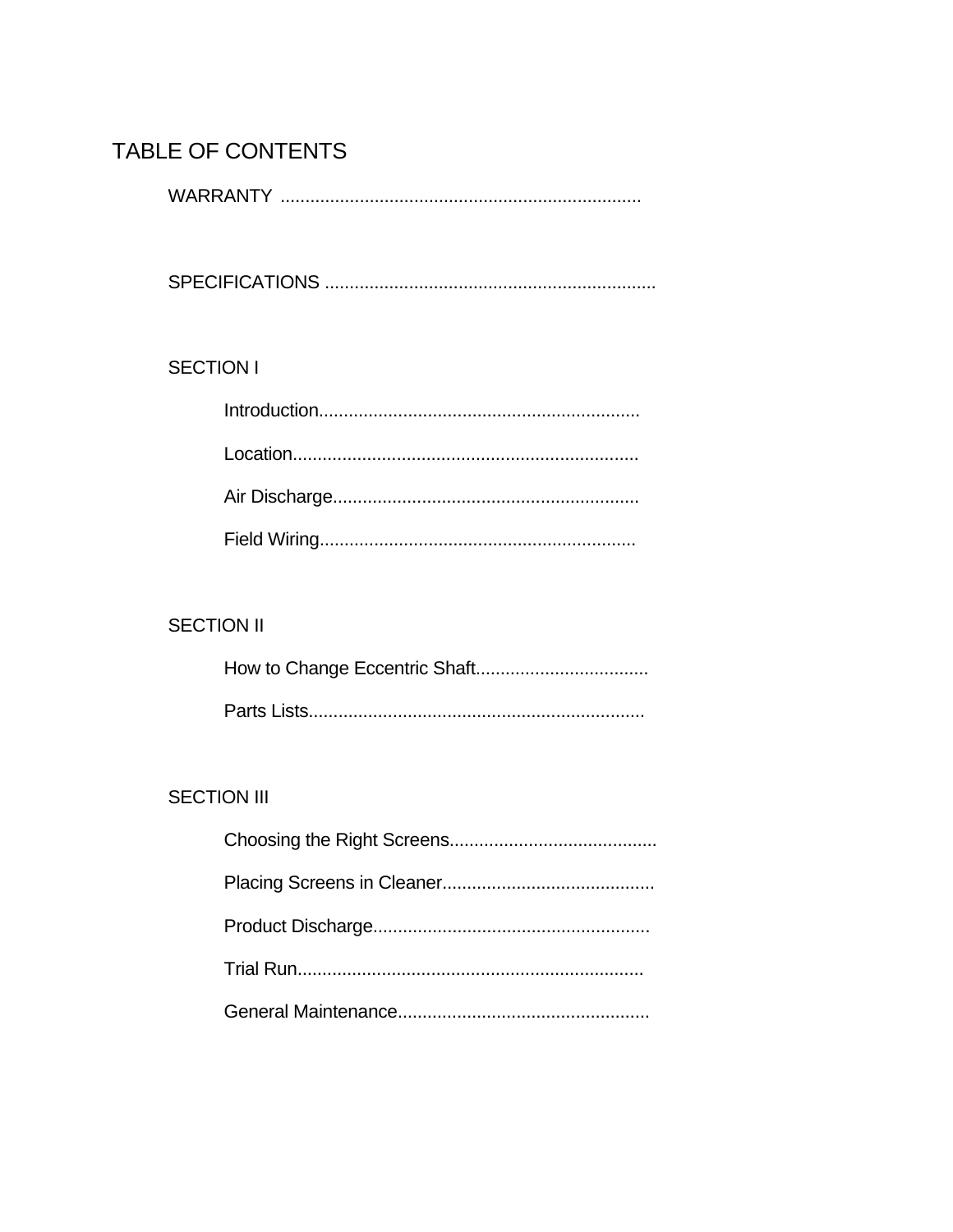# TABLE OF CONTENTS

WARRANTY ........................................................................

SPECIFICATIONS ..................................................................

SECTION I

- Introduction................................................................
- Location.....................................................................
- Air Discharge.............................................................
- Field Wiring...............................................................

SECTION II

- How to Change Eccentric Shaft..................................
- Parts Lists...................................................................

SECTION III

- Choosing the Right Screens..........................................
- Placing Screens in Cleaner..........................................
- Product Discharge.......................................................
- Trial Run.....................................................................
- General Maintenance..................................................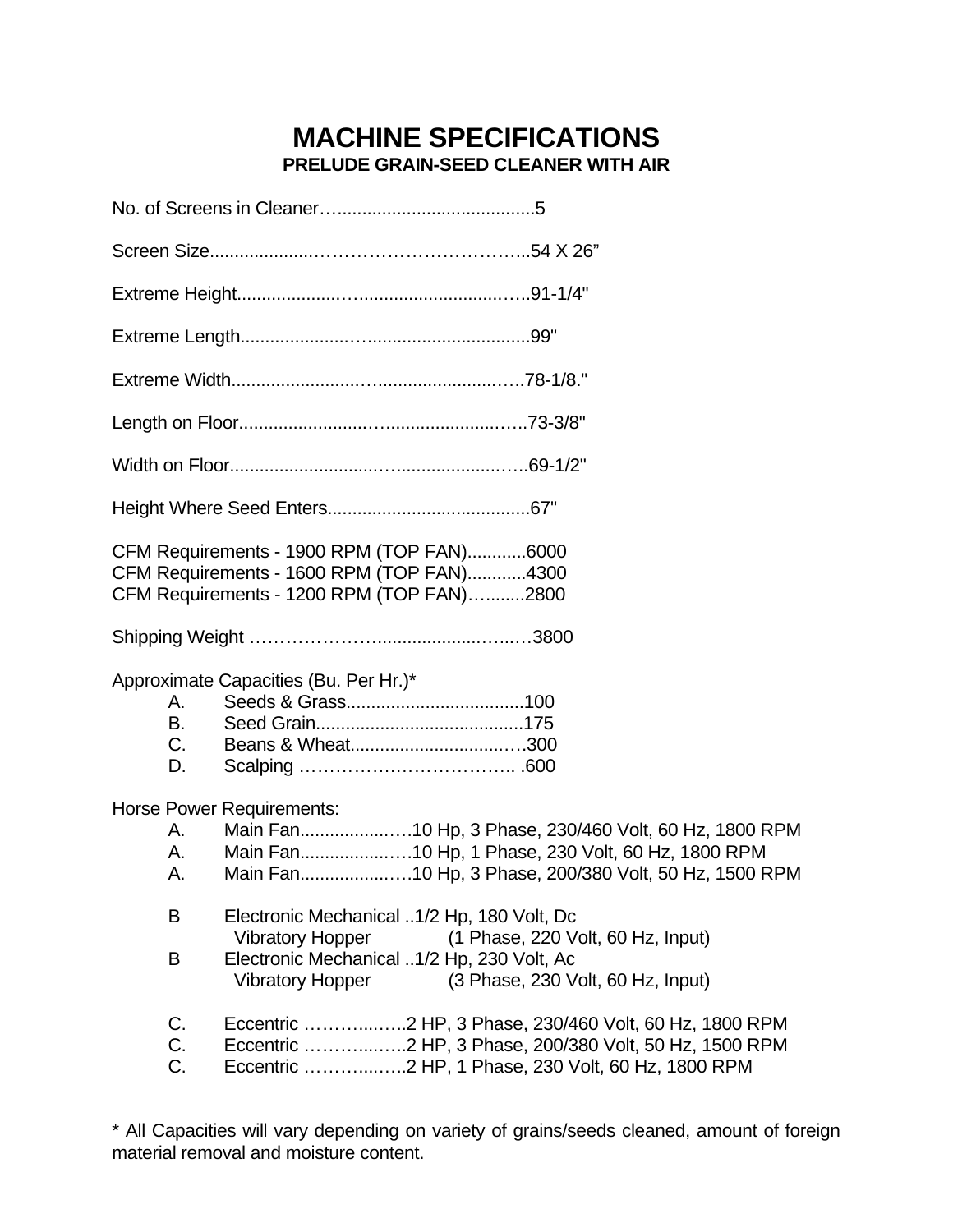# MACHINE SPECIFICATIONS

### PRELUDE GRAIN-SEED CLEANER WITH AIR

No. of Screens in Cleaner…........................................5

Screen Size...................……………………………...54 X 26”

Extreme Height....................…...............................…..91-1/4"

Extreme Length......................…...............................99"

Extreme Width.......................…..........................…..78-1/8."

Length on Floor.......................…........................…..73-3/8"

Width on Floor..........................…........................…..69-1/2"

Height Where Seed Enters.........................................67"

CFM Requirements - 1900 RPM (TOP FAN)............6000
CFM Requirements - 1600 RPM (TOP FAN)............4300
CFM Requirements - 1200 RPM (TOP FAN)….........2800

Shipping Weight …………………..................…..…3800

Approximate Capacities (Bu. Per Hr.)*

- A. Seeds & Grass...................................100
- B. Seed Grain..........................................175
- C. Beans & Wheat.................................….300
- D. Scalping …………………………….. .600

Horse Power Requirements:

- A. Main Fan..................….10 Hp, 3 Phase, 230/460 Volt, 60 Hz, 1800 RPM
- A. Main Fan..................….10 Hp, 1 Phase, 230 Volt, 60 Hz, 1800 RPM
- A. Main Fan..................….10 Hp, 3 Phase, 200/380 Volt, 50 Hz, 1500 RPM

- B Electronic Mechanical ..1/2 Hp, 180 Volt, Dc
  Vibratory Hopper (1 Phase, 220 Volt, 60 Hz, Input)
- B Electronic Mechanical ..1/2 Hp, 230 Volt, Ac
  Vibratory Hopper (3 Phase, 230 Volt, 60 Hz, Input)

- C. Eccentric ………....…..2 HP, 3 Phase, 230/460 Volt, 60 Hz, 1800 RPM
- C. Eccentric ………....…..2 HP, 3 Phase, 200/380 Volt, 50 Hz, 1500 RPM
- C. Eccentric ………....…..2 HP, 1 Phase, 230 Volt, 60 Hz, 1800 RPM

* All Capacities will vary depending on variety of grains/seeds cleaned, amount of foreign material removal and moisture content.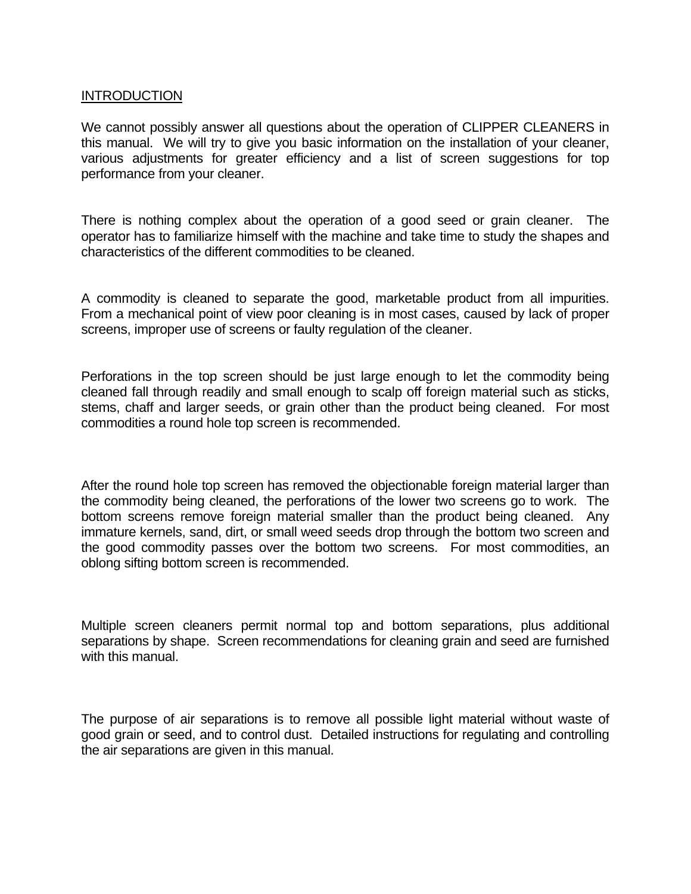## INTRODUCTION

We cannot possibly answer all questions about the operation of CLIPPER CLEANERS in this manual. We will try to give you basic information on the installation of your cleaner, various adjustments for greater efficiency and a list of screen suggestions for top performance from your cleaner.

There is nothing complex about the operation of a good seed or grain cleaner. The operator has to familiarize himself with the machine and take time to study the shapes and characteristics of the different commodities to be cleaned.

A commodity is cleaned to separate the good, marketable product from all impurities. From a mechanical point of view poor cleaning is in most cases, caused by lack of proper screens, improper use of screens or faulty regulation of the cleaner.

Perforations in the top screen should be just large enough to let the commodity being cleaned fall through readily and small enough to scalp off foreign material such as sticks, stems, chaff and larger seeds, or grain other than the product being cleaned. For most commodities a round hole top screen is recommended.

After the round hole top screen has removed the objectionable foreign material larger than the commodity being cleaned, the perforations of the lower two screens go to work. The bottom screens remove foreign material smaller than the product being cleaned. Any immature kernels, sand, dirt, or small weed seeds drop through the bottom two screen and the good commodity passes over the bottom two screens. For most commodities, an oblong sifting bottom screen is recommended.

Multiple screen cleaners permit normal top and bottom separations, plus additional separations by shape. Screen recommendations for cleaning grain and seed are furnished with this manual.

The purpose of air separations is to remove all possible light material without waste of good grain or seed, and to control dust. Detailed instructions for regulating and controlling the air separations are given in this manual.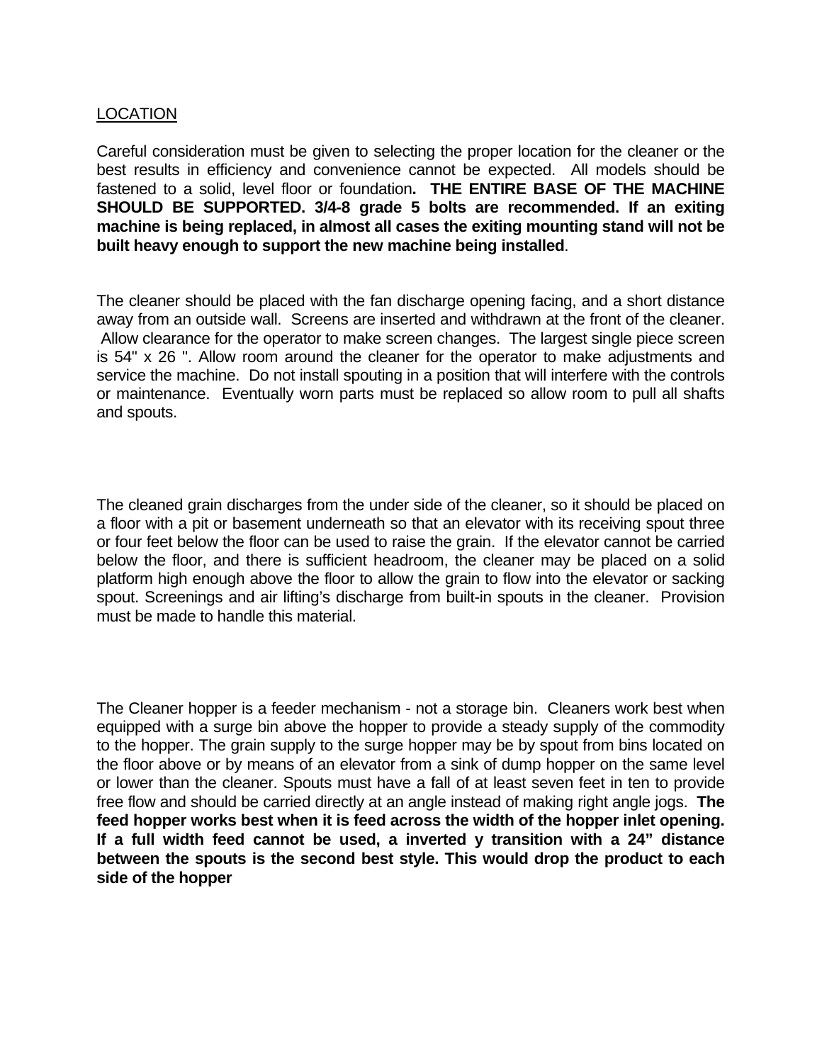LOCATION

Careful consideration must be given to selecting the proper location for the cleaner or the best results in efficiency and convenience cannot be expected. All models should be fastened to a solid, level floor or foundation**. THE ENTIRE BASE OF THE MACHINE SHOULD BE SUPPORTED. 3/4-8 grade 5 bolts are recommended. If an exiting machine is being replaced, in almost all cases the exiting mounting stand will not be built heavy enough to support the new machine being installed**.

The cleaner should be placed with the fan discharge opening facing, and a short distance away from an outside wall. Screens are inserted and withdrawn at the front of the cleaner. Allow clearance for the operator to make screen changes. The largest single piece screen is 54" x 26 ". Allow room around the cleaner for the operator to make adjustments and service the machine. Do not install spouting in a position that will interfere with the controls or maintenance. Eventually worn parts must be replaced so allow room to pull all shafts and spouts.

The cleaned grain discharges from the under side of the cleaner, so it should be placed on a floor with a pit or basement underneath so that an elevator with its receiving spout three or four feet below the floor can be used to raise the grain. If the elevator cannot be carried below the floor, and there is sufficient headroom, the cleaner may be placed on a solid platform high enough above the floor to allow the grain to flow into the elevator or sacking spout. Screenings and air lifting's discharge from built-in spouts in the cleaner. Provision must be made to handle this material.

The Cleaner hopper is a feeder mechanism - not a storage bin. Cleaners work best when equipped with a surge bin above the hopper to provide a steady supply of the commodity to the hopper. The grain supply to the surge hopper may be by spout from bins located on the floor above or by means of an elevator from a sink of dump hopper on the same level or lower than the cleaner. Spouts must have a fall of at least seven feet in ten to provide free flow and should be carried directly at an angle instead of making right angle jogs. **The feed hopper works best when it is feed across the width of the hopper inlet opening. If a full width feed cannot be used, a inverted y transition with a 24" distance between the spouts is the second best style. This would drop the product to each side of the hopper**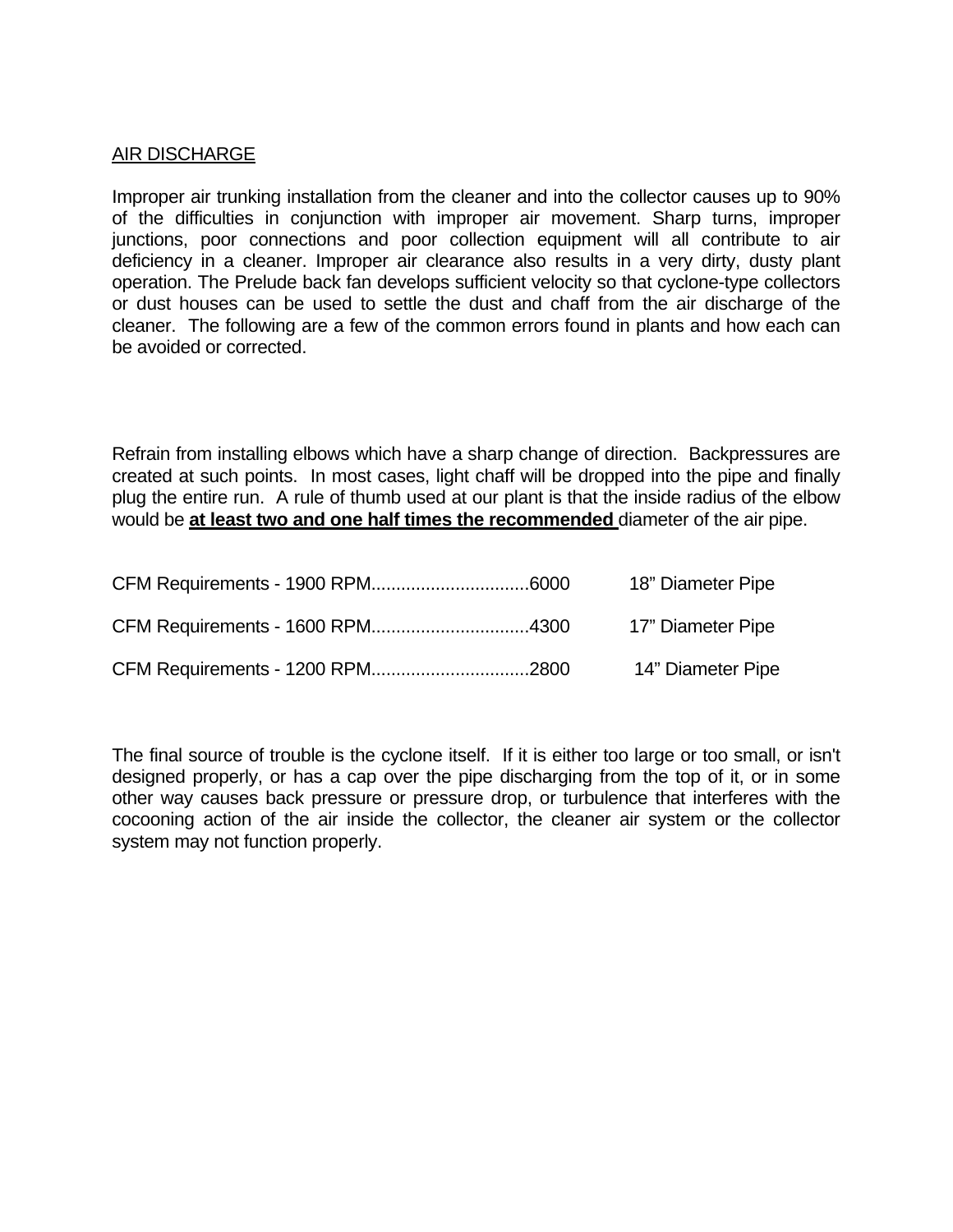AIR DISCHARGE

Improper air trunking installation from the cleaner and into the collector causes up to 90% of the difficulties in conjunction with improper air movement. Sharp turns, improper junctions, poor connections and poor collection equipment will all contribute to air deficiency in a cleaner. Improper air clearance also results in a very dirty, dusty plant operation. The Prelude back fan develops sufficient velocity so that cyclone-type collectors or dust houses can be used to settle the dust and chaff from the air discharge of the cleaner. The following are a few of the common errors found in plants and how each can be avoided or corrected.

Refrain from installing elbows which have a sharp change of direction. Backpressures are created at such points. In most cases, light chaff will be dropped into the pipe and finally plug the entire run. A rule of thumb used at our plant is that the inside radius of the elbow would be **at least two and one half times the recommended** diameter of the air pipe.

| | | |
|---|---|---|
| CFM Requirements - 1900 RPM | 6000 | 18" Diameter Pipe |
| CFM Requirements - 1600 RPM | 4300 | 17" Diameter Pipe |
| CFM Requirements - 1200 RPM | 2800 | 14" Diameter Pipe |

The final source of trouble is the cyclone itself. If it is either too large or too small, or isn't designed properly, or has a cap over the pipe discharging from the top of it, or in some other way causes back pressure or pressure drop, or turbulence that interferes with the cocooning action of the air inside the collector, the cleaner air system or the collector system may not function properly.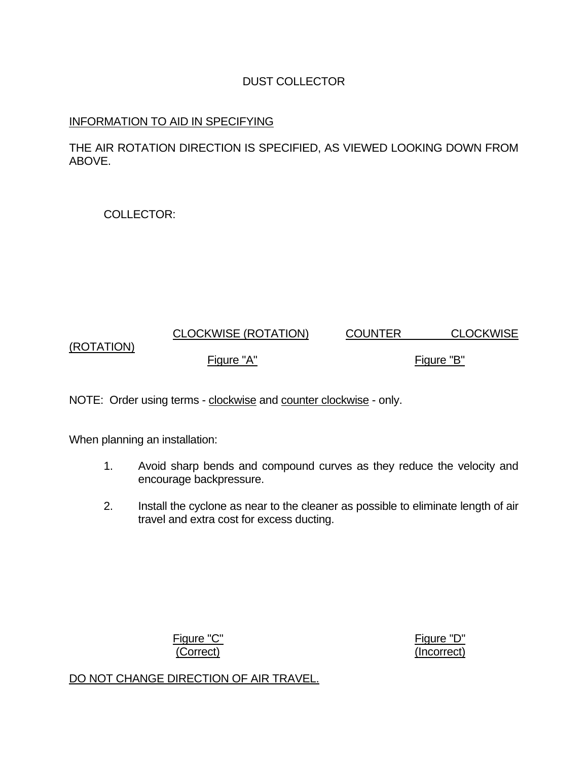DUST COLLECTOR

INFORMATION TO AID IN SPECIFYING

THE AIR ROTATION DIRECTION IS SPECIFIED, AS VIEWED LOOKING DOWN FROM ABOVE.

COLLECTOR:

CLOCKWISE (ROTATION) COUNTER CLOCKWISE (ROTATION)

Figure "A" Figure "B"

NOTE: Order using terms - clockwise and counter clockwise - only.

When planning an installation:

1. Avoid sharp bends and compound curves as they reduce the velocity and encourage backpressure.

2. Install the cyclone as near to the cleaner as possible to eliminate length of air travel and extra cost for excess ducting.

Figure "C"
(Correct)

Figure "D"
(Incorrect)

DO NOT CHANGE DIRECTION OF AIR TRAVEL.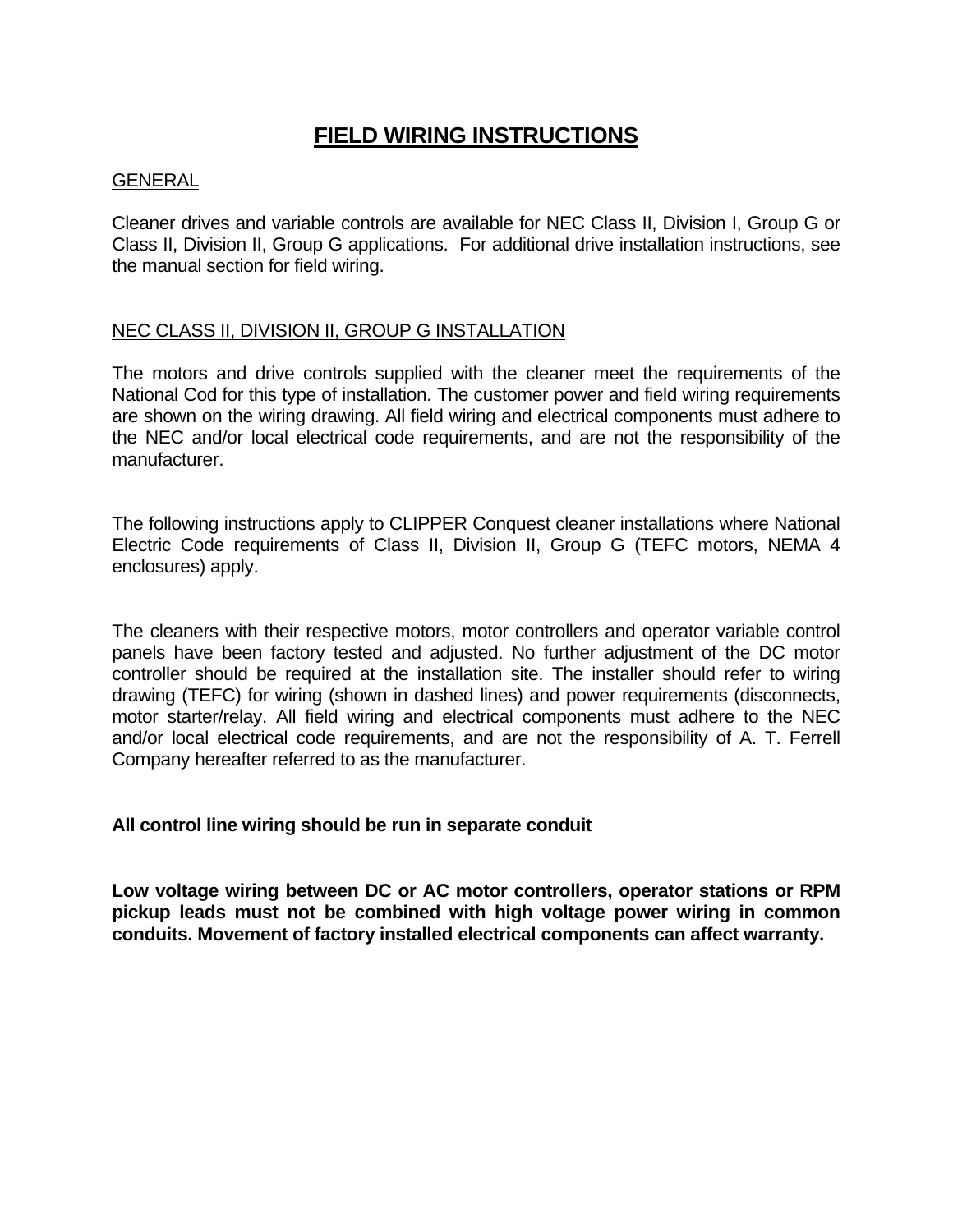# FIELD WIRING INSTRUCTIONS

## GENERAL

Cleaner drives and variable controls are available for NEC Class II, Division I, Group G or Class II, Division II, Group G applications.  For additional drive installation instructions, see the manual section for field wiring.

## NEC CLASS II, DIVISION II, GROUP G INSTALLATION

The motors and drive controls supplied with the cleaner meet the requirements of the National Cod for this type of installation. The customer power and field wiring requirements are shown on the wiring drawing. All field wiring and electrical components must adhere to the NEC and/or local electrical code requirements, and are not the responsibility of the manufacturer.

The following instructions apply to CLIPPER Conquest cleaner installations where National Electric Code requirements of Class II, Division II, Group G (TEFC motors, NEMA 4 enclosures) apply.

The cleaners with their respective motors, motor controllers and operator variable control panels have been factory tested and adjusted. No further adjustment of the DC motor controller should be required at the installation site. The installer should refer to wiring drawing (TEFC) for wiring (shown in dashed lines) and power requirements (disconnects, motor starter/relay. All field wiring and electrical components must adhere to the NEC and/or local electrical code requirements, and are not the responsibility of A. T. Ferrell Company hereafter referred to as the manufacturer.

**All control line wiring should be run in separate conduit**

**Low voltage wiring between DC or AC motor controllers, operator stations or RPM pickup leads must not be combined with high voltage power wiring in common conduits. Movement of factory installed electrical components can affect warranty.**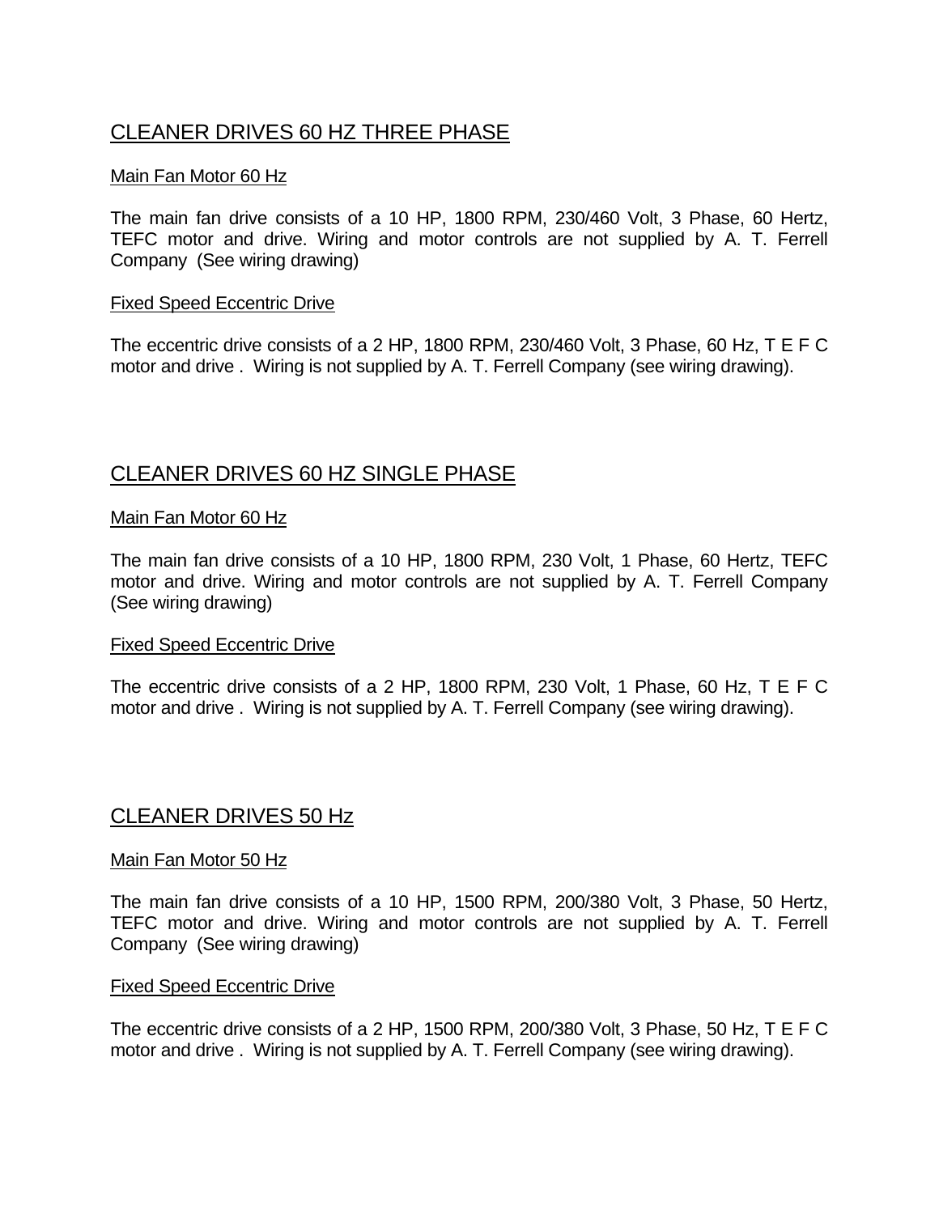## CLEANER DRIVES 60 HZ THREE PHASE

### Main Fan Motor 60 Hz

The main fan drive consists of a 10 HP, 1800 RPM, 230/460 Volt, 3 Phase, 60 Hertz, TEFC motor and drive. Wiring and motor controls are not supplied by A. T. Ferrell Company (See wiring drawing)

### Fixed Speed Eccentric Drive

The eccentric drive consists of a 2 HP, 1800 RPM, 230/460 Volt, 3 Phase, 60 Hz, T E F C motor and drive . Wiring is not supplied by A. T. Ferrell Company (see wiring drawing).

## CLEANER DRIVES 60 HZ SINGLE PHASE

### Main Fan Motor 60 Hz

The main fan drive consists of a 10 HP, 1800 RPM, 230 Volt, 1 Phase, 60 Hertz, TEFC motor and drive. Wiring and motor controls are not supplied by A. T. Ferrell Company (See wiring drawing)

### Fixed Speed Eccentric Drive

The eccentric drive consists of a 2 HP, 1800 RPM, 230 Volt, 1 Phase, 60 Hz, T E F C motor and drive . Wiring is not supplied by A. T. Ferrell Company (see wiring drawing).

## CLEANER DRIVES 50 Hz

### Main Fan Motor 50 Hz

The main fan drive consists of a 10 HP, 1500 RPM, 200/380 Volt, 3 Phase, 50 Hertz, TEFC motor and drive. Wiring and motor controls are not supplied by A. T. Ferrell Company (See wiring drawing)

### Fixed Speed Eccentric Drive

The eccentric drive consists of a 2 HP, 1500 RPM, 200/380 Volt, 3 Phase, 50 Hz, T E F C motor and drive . Wiring is not supplied by A. T. Ferrell Company (see wiring drawing).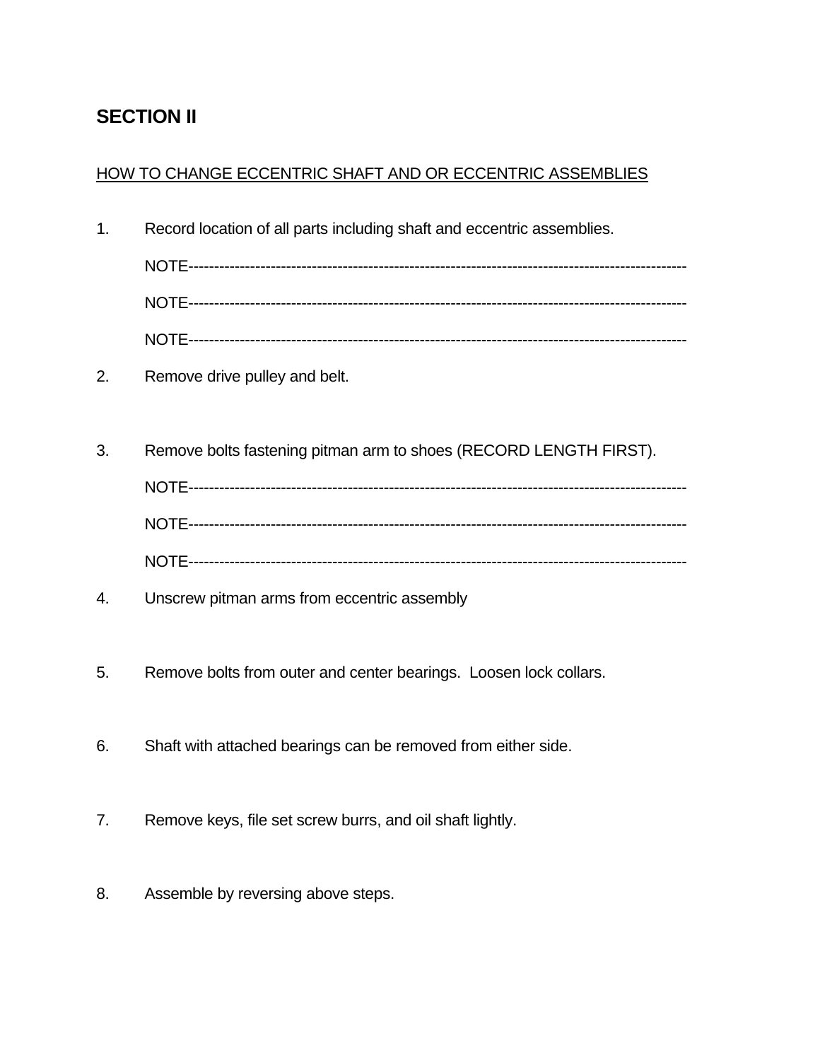## SECTION II

HOW TO CHANGE ECCENTRIC SHAFT AND OR ECCENTRIC ASSEMBLIES

1. Record location of all parts including shaft and eccentric assemblies.

   NOTE--------------------------------------------------------------------------------------------------

   NOTE--------------------------------------------------------------------------------------------------

   NOTE--------------------------------------------------------------------------------------------------

2. Remove drive pulley and belt.

3. Remove bolts fastening pitman arm to shoes (RECORD LENGTH FIRST).

   NOTE--------------------------------------------------------------------------------------------------

   NOTE--------------------------------------------------------------------------------------------------

   NOTE--------------------------------------------------------------------------------------------------

4. Unscrew pitman arms from eccentric assembly

5. Remove bolts from outer and center bearings. Loosen lock collars.

6. Shaft with attached bearings can be removed from either side.

7. Remove keys, file set screw burrs, and oil shaft lightly.

8. Assemble by reversing above steps.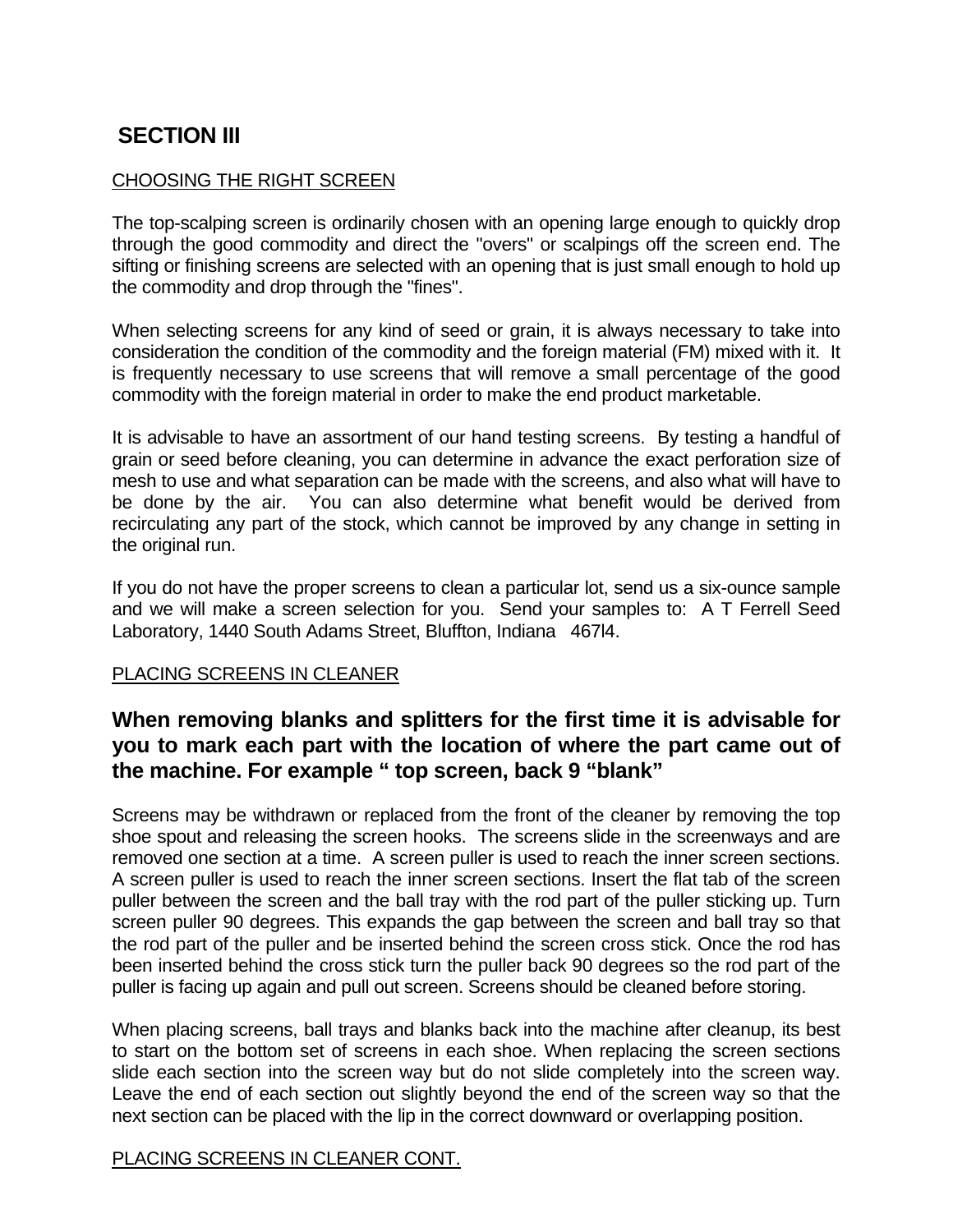## SECTION III

CHOOSING THE RIGHT SCREEN

The top-scalping screen is ordinarily chosen with an opening large enough to quickly drop through the good commodity and direct the "overs" or scalpings off the screen end. The sifting or finishing screens are selected with an opening that is just small enough to hold up the commodity and drop through the "fines".

When selecting screens for any kind of seed or grain, it is always necessary to take into consideration the condition of the commodity and the foreign material (FM) mixed with it. It is frequently necessary to use screens that will remove a small percentage of the good commodity with the foreign material in order to make the end product marketable.

It is advisable to have an assortment of our hand testing screens. By testing a handful of grain or seed before cleaning, you can determine in advance the exact perforation size of mesh to use and what separation can be made with the screens, and also what will have to be done by the air. You can also determine what benefit would be derived from recirculating any part of the stock, which cannot be improved by any change in setting in the original run.

If you do not have the proper screens to clean a particular lot, send us a six-ounce sample and we will make a screen selection for you. Send your samples to: A T Ferrell Seed Laboratory, 1440 South Adams Street, Bluffton, Indiana 467l4.

PLACING SCREENS IN CLEANER

**When removing blanks and splitters for the first time it is advisable for you to mark each part with the location of where the part came out of the machine. For example " top screen, back 9 "blank"**

Screens may be withdrawn or replaced from the front of the cleaner by removing the top shoe spout and releasing the screen hooks. The screens slide in the screenways and are removed one section at a time. A screen puller is used to reach the inner screen sections. A screen puller is used to reach the inner screen sections. Insert the flat tab of the screen puller between the screen and the ball tray with the rod part of the puller sticking up. Turn screen puller 90 degrees. This expands the gap between the screen and ball tray so that the rod part of the puller and be inserted behind the screen cross stick. Once the rod has been inserted behind the cross stick turn the puller back 90 degrees so the rod part of the puller is facing up again and pull out screen. Screens should be cleaned before storing.

When placing screens, ball trays and blanks back into the machine after cleanup, its best to start on the bottom set of screens in each shoe. When replacing the screen sections slide each section into the screen way but do not slide completely into the screen way. Leave the end of each section out slightly beyond the end of the screen way so that the next section can be placed with the lip in the correct downward or overlapping position.

PLACING SCREENS IN CLEANER CONT.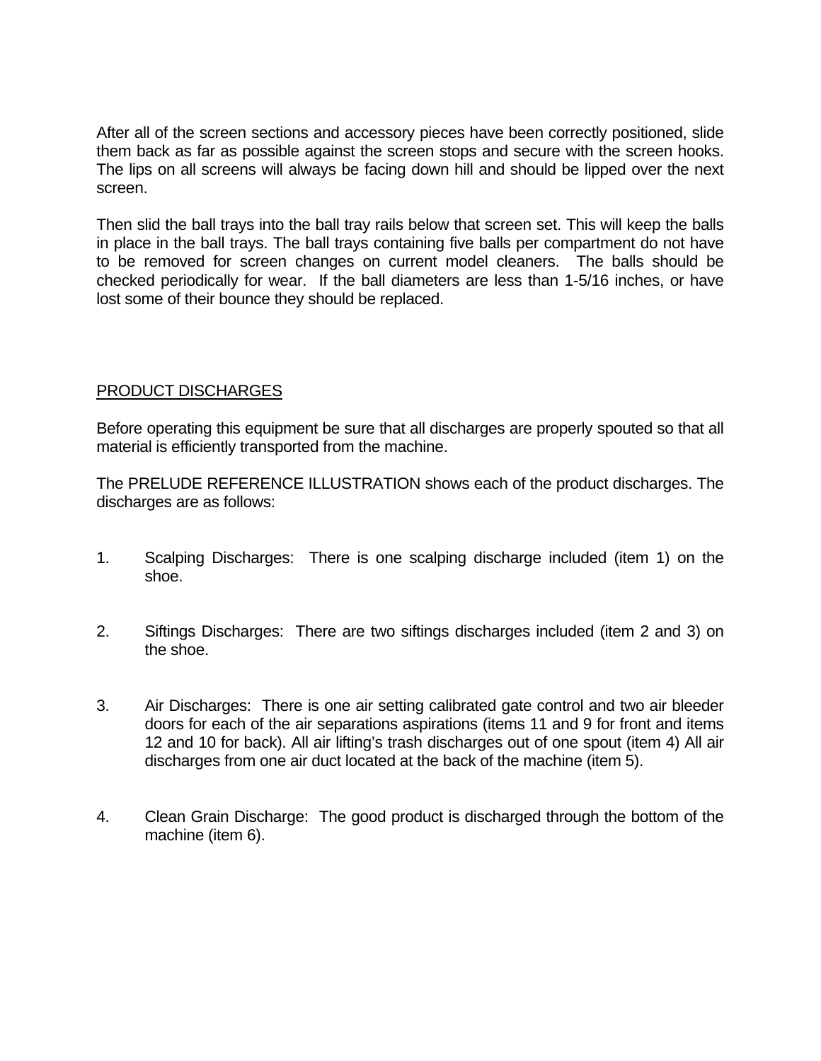After all of the screen sections and accessory pieces have been correctly positioned, slide them back as far as possible against the screen stops and secure with the screen hooks. The lips on all screens will always be facing down hill and should be lipped over the next screen.

Then slid the ball trays into the ball tray rails below that screen set. This will keep the balls in place in the ball trays. The ball trays containing five balls per compartment do not have to be removed for screen changes on current model cleaners. The balls should be checked periodically for wear. If the ball diameters are less than 1-5/16 inches, or have lost some of their bounce they should be replaced.

## PRODUCT DISCHARGES

Before operating this equipment be sure that all discharges are properly spouted so that all material is efficiently transported from the machine.

The PRELUDE REFERENCE ILLUSTRATION shows each of the product discharges. The discharges are as follows:

1. Scalping Discharges: There is one scalping discharge included (item 1) on the shoe.

2. Siftings Discharges: There are two siftings discharges included (item 2 and 3) on the shoe.

3. Air Discharges: There is one air setting calibrated gate control and two air bleeder doors for each of the air separations aspirations (items 11 and 9 for front and items 12 and 10 for back). All air lifting's trash discharges out of one spout (item 4) All air discharges from one air duct located at the back of the machine (item 5).

4. Clean Grain Discharge: The good product is discharged through the bottom of the machine (item 6).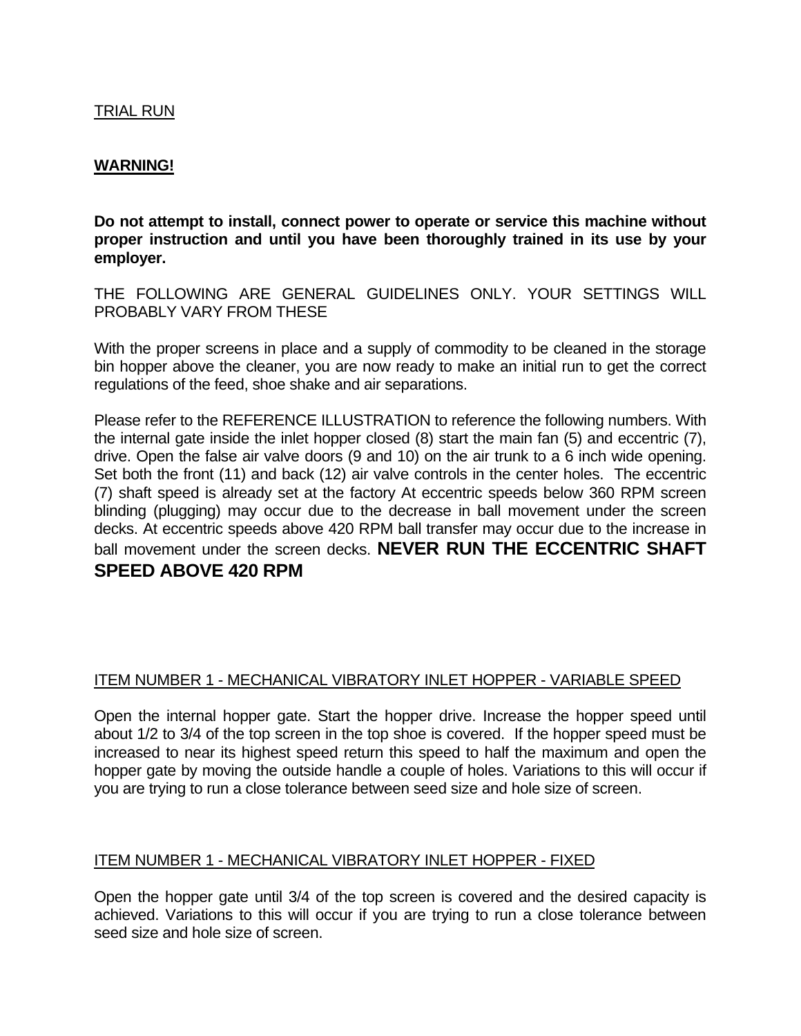## TRIAL RUN

**WARNING!**

**Do not attempt to install, connect power to operate or service this machine without proper instruction and until you have been thoroughly trained in its use by your employer.**

THE FOLLOWING ARE GENERAL GUIDELINES ONLY. YOUR SETTINGS WILL PROBABLY VARY FROM THESE

With the proper screens in place and a supply of commodity to be cleaned in the storage bin hopper above the cleaner, you are now ready to make an initial run to get the correct regulations of the feed, shoe shake and air separations.

Please refer to the REFERENCE ILLUSTRATION to reference the following numbers. With the internal gate inside the inlet hopper closed (8) start the main fan (5) and eccentric (7), drive. Open the false air valve doors (9 and 10) on the air trunk to a 6 inch wide opening. Set both the front (11) and back (12) air valve controls in the center holes. The eccentric (7) shaft speed is already set at the factory At eccentric speeds below 360 RPM screen blinding (plugging) may occur due to the decrease in ball movement under the screen decks. At eccentric speeds above 420 RPM ball transfer may occur due to the increase in ball movement under the screen decks. **NEVER RUN THE ECCENTRIC SHAFT SPEED ABOVE 420 RPM**

## ITEM NUMBER 1 - MECHANICAL VIBRATORY INLET HOPPER - VARIABLE SPEED

Open the internal hopper gate. Start the hopper drive. Increase the hopper speed until about 1/2 to 3/4 of the top screen in the top shoe is covered. If the hopper speed must be increased to near its highest speed return this speed to half the maximum and open the hopper gate by moving the outside handle a couple of holes. Variations to this will occur if you are trying to run a close tolerance between seed size and hole size of screen.

## ITEM NUMBER 1 - MECHANICAL VIBRATORY INLET HOPPER - FIXED

Open the hopper gate until 3/4 of the top screen is covered and the desired capacity is achieved. Variations to this will occur if you are trying to run a close tolerance between seed size and hole size of screen.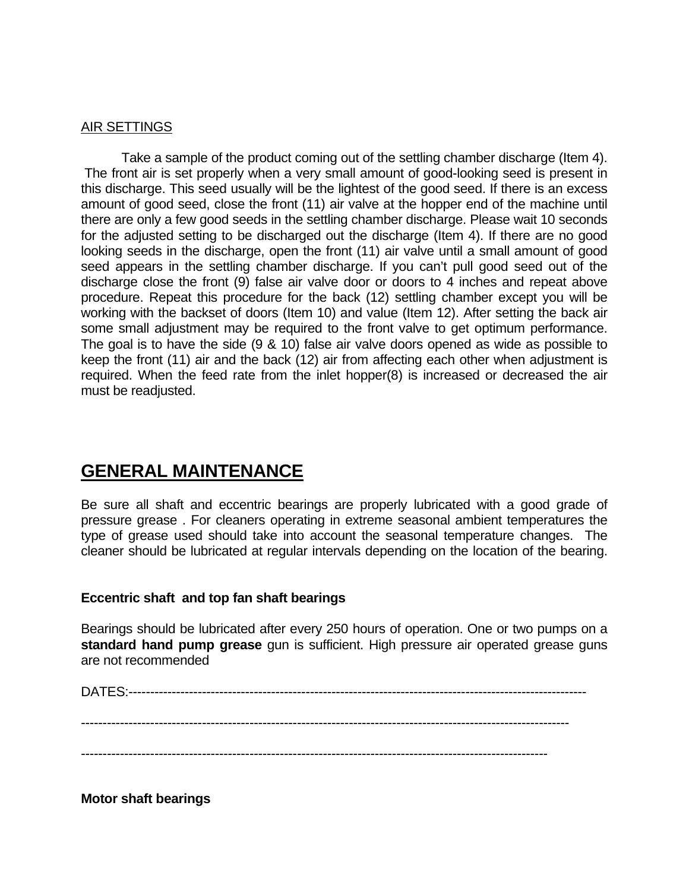AIR SETTINGS

Take a sample of the product coming out of the settling chamber discharge (Item 4). The front air is set properly when a very small amount of good-looking seed is present in this discharge. This seed usually will be the lightest of the good seed. If there is an excess amount of good seed, close the front (11) air valve at the hopper end of the machine until there are only a few good seeds in the settling chamber discharge. Please wait 10 seconds for the adjusted setting to be discharged out the discharge (Item 4). If there are no good looking seeds in the discharge, open the front (11) air valve until a small amount of good seed appears in the settling chamber discharge. If you can't pull good seed out of the discharge close the front (9) false air valve door or doors to 4 inches and repeat above procedure. Repeat this procedure for the back (12) settling chamber except you will be working with the backset of doors (Item 10) and value (Item 12). After setting the back air some small adjustment may be required to the front valve to get optimum performance. The goal is to have the side (9 & 10) false air valve doors opened as wide as possible to keep the front (11) air and the back (12) air from affecting each other when adjustment is required. When the feed rate from the inlet hopper(8) is increased or decreased the air must be readjusted.

# GENERAL MAINTENANCE

Be sure all shaft and eccentric bearings are properly lubricated with a good grade of pressure grease . For cleaners operating in extreme seasonal ambient temperatures the type of grease used should take into account the seasonal temperature changes. The cleaner should be lubricated at regular intervals depending on the location of the bearing.

**Eccentric shaft and top fan shaft bearings**

Bearings should be lubricated after every 250 hours of operation. One or two pumps on a **standard hand pump grease** gun is sufficient. High pressure air operated grease guns are not recommended

DATES:------------------------------------------------------------------------------------------------------------

-----------------------------------------------------------------------------------------------------------------

-------------------------------------------------------------------------------------------------------------

**Motor shaft bearings**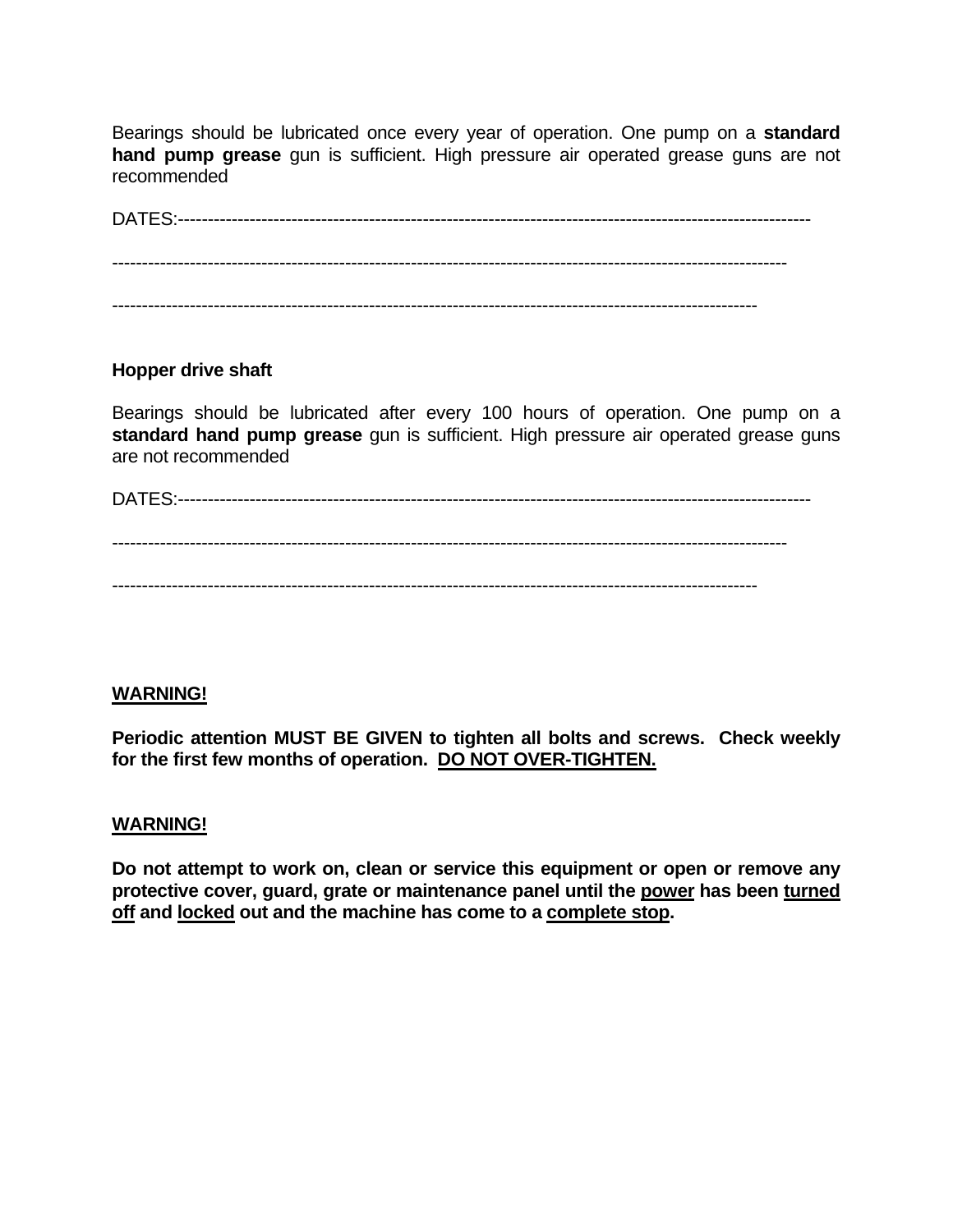Bearings should be lubricated once every year of operation. One pump on a **standard hand pump grease** gun is sufficient. High pressure air operated grease guns are not recommended

DATES:-----------------------------------------------------------------------------------------------------------

-----------------------------------------------------------------------------------------------------------------

-------------------------------------------------------------------------------------------------------------

**Hopper drive shaft**

Bearings should be lubricated after every 100 hours of operation. One pump on a **standard hand pump grease** gun is sufficient. High pressure air operated grease guns are not recommended

DATES:-----------------------------------------------------------------------------------------------------------

-----------------------------------------------------------------------------------------------------------------

-------------------------------------------------------------------------------------------------------------

**<u>WARNING!</u>**

**Periodic attention MUST BE GIVEN to tighten all bolts and screws. Check weekly for the first few months of operation. <u>DO NOT OVER-TIGHTEN.</u>**

**<u>WARNING!</u>**

**Do not attempt to work on, clean or service this equipment or open or remove any protective cover, guard, grate or maintenance panel until the <u>power</u> has been <u>turned off</u> and <u>locked</u> out and the machine has come to a <u>complete stop</u>.**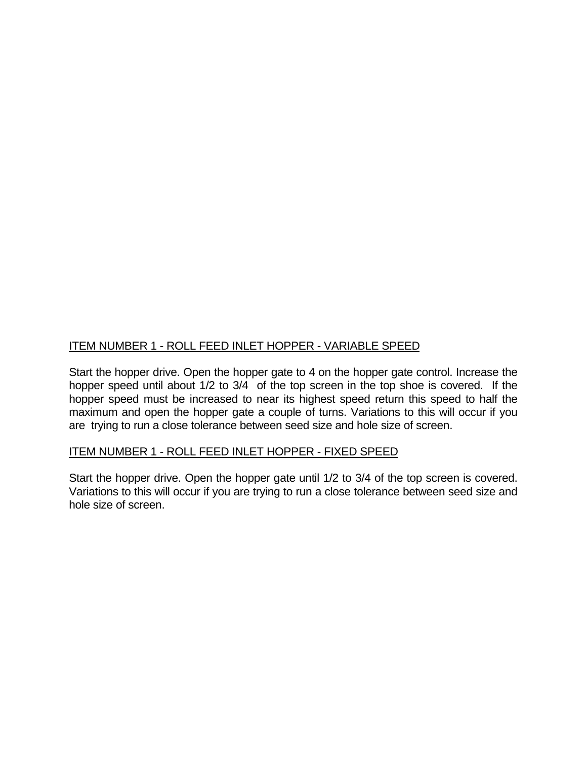<u>ITEM NUMBER 1 - ROLL FEED INLET HOPPER - VARIABLE SPEED</u>

Start the hopper drive. Open the hopper gate to 4 on the hopper gate control. Increase the hopper speed until about 1/2 to 3/4 of the top screen in the top shoe is covered. If the hopper speed must be increased to near its highest speed return this speed to half the maximum and open the hopper gate a couple of turns. Variations to this will occur if you are trying to run a close tolerance between seed size and hole size of screen.

<u>ITEM NUMBER 1 - ROLL FEED INLET HOPPER - FIXED SPEED</u>

Start the hopper drive. Open the hopper gate until 1/2 to 3/4 of the top screen is covered. Variations to this will occur if you are trying to run a close tolerance between seed size and hole size of screen.